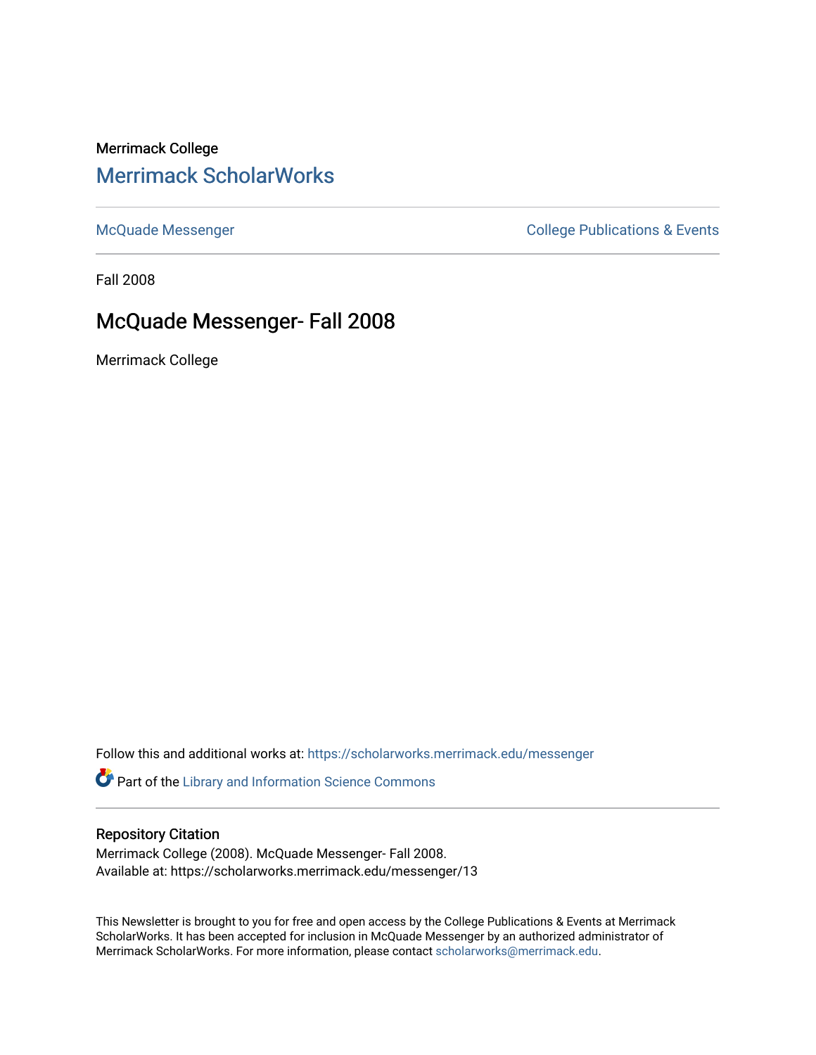Merrimack College

# Merrimack ScholarWorks

McQuade Messenger

College Publications & Events

Fall 2008

## McQuade Messenger- Fall 2008

Merrimack College

Follow this and additional works at: https://scholarworks.merrimack.edu/messenger

Part of the Library and Information Science Commons

### Repository Citation

Merrimack College (2008). McQuade Messenger- Fall 2008.
Available at: https://scholarworks.merrimack.edu/messenger/13

This Newsletter is brought to you for free and open access by the College Publications & Events at Merrimack ScholarWorks. It has been accepted for inclusion in McQuade Messenger by an authorized administrator of Merrimack ScholarWorks. For more information, please contact scholarworks@merrimack.edu.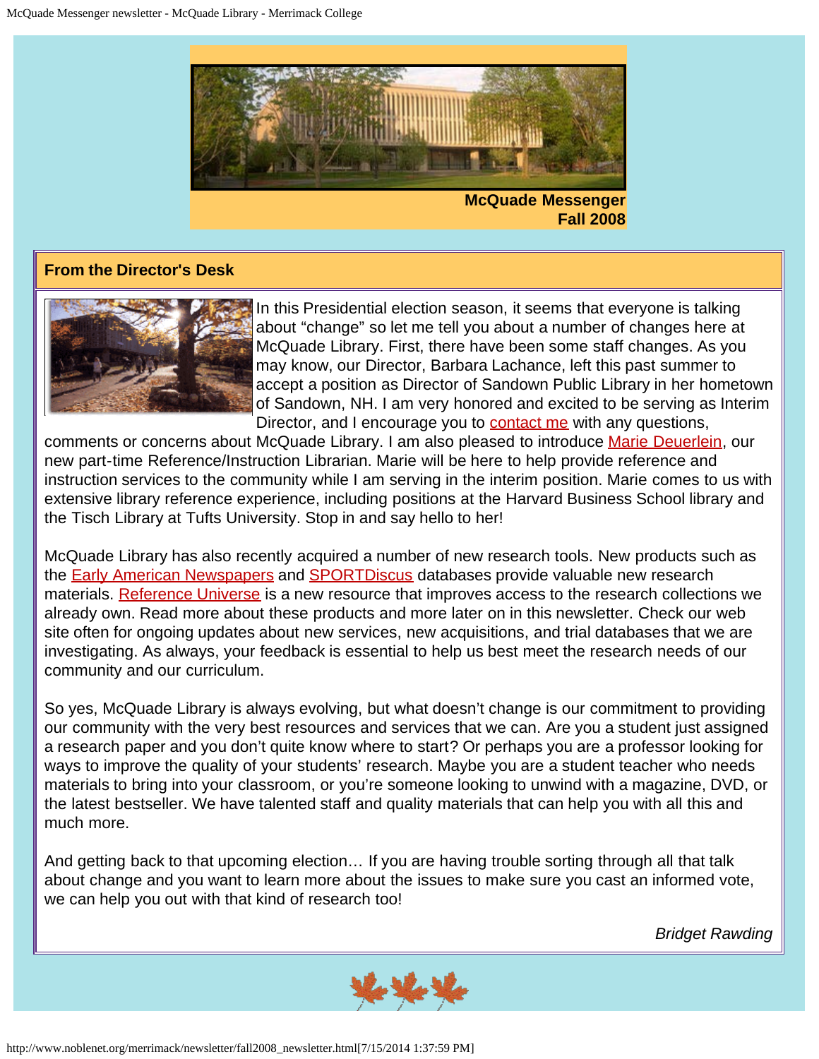McQuade Messenger
Fall 2008

## From the Director's Desk

In this Presidential election season, it seems that everyone is talking about "change" so let me tell you about a number of changes here at McQuade Library. First, there have been some staff changes. As you may know, our Director, Barbara Lachance, left this past summer to accept a position as Director of Sandown Public Library in her hometown of Sandown, NH. I am very honored and excited to be serving as Interim Director, and I encourage you to contact me with any questions, comments or concerns about McQuade Library. I am also pleased to introduce Marie Deuerlein, our new part-time Reference/Instruction Librarian. Marie will be here to help provide reference and instruction services to the community while I am serving in the interim position. Marie comes to us with extensive library reference experience, including positions at the Harvard Business School library and the Tisch Library at Tufts University. Stop in and say hello to her!

McQuade Library has also recently acquired a number of new research tools. New products such as the Early American Newspapers and SPORTDiscus databases provide valuable new research materials. Reference Universe is a new resource that improves access to the research collections we already own. Read more about these products and more later on in this newsletter. Check our web site often for ongoing updates about new services, new acquisitions, and trial databases that we are investigating. As always, your feedback is essential to help us best meet the research needs of our community and our curriculum.

So yes, McQuade Library is always evolving, but what doesn't change is our commitment to providing our community with the very best resources and services that we can. Are you a student just assigned a research paper and you don't quite know where to start? Or perhaps you are a professor looking for ways to improve the quality of your students' research. Maybe you are a student teacher who needs materials to bring into your classroom, or you're someone looking to unwind with a magazine, DVD, or the latest bestseller. We have talented staff and quality materials that can help you with all this and much more.

And getting back to that upcoming election… If you are having trouble sorting through all that talk about change and you want to learn more about the issues to make sure you cast an informed vote, we can help you out with that kind of research too!

*Bridget Rawding*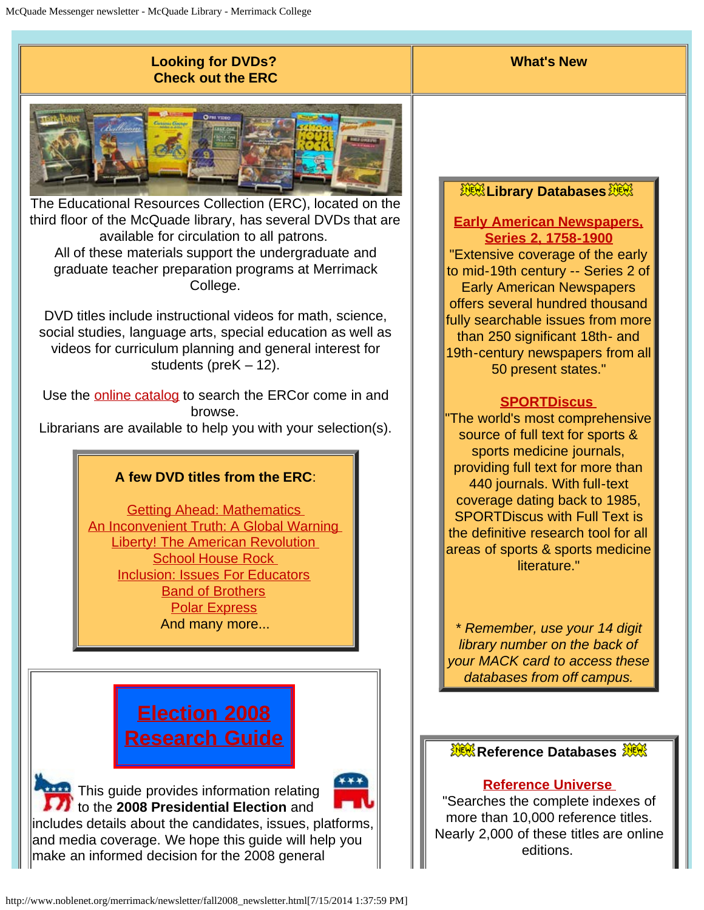## Looking for DVDs? Check out the ERC

The Educational Resources Collection (ERC), located on the third floor of the McQuade library, has several DVDs that are available for circulation to all patrons.
All of these materials support the undergraduate and graduate teacher preparation programs at Merrimack College.

DVD titles include instructional videos for math, science, social studies, language arts, special education as well as videos for curriculum planning and general interest for students (preK – 12).

Use the online catalog to search the ERCor come in and browse.
Librarians are available to help you with your selection(s).

**A few DVD titles from the ERC**:

Getting Ahead: Mathematics
An Inconvenient Truth: A Global Warning
Liberty! The American Revolution
School House Rock
Inclusion: Issues For Educators
Band of Brothers
Polar Express
And many more...

**Election 2008 Research Guide**

This guide provides information relating to the **2008 Presidential Election** and includes details about the candidates, issues, platforms, and media coverage. We hope this guide will help you make an informed decision for the 2008 general

## What's New

### Library Databases

**Early American Newspapers, Series 2, 1758-1900**
"Extensive coverage of the early to mid-19th century -- Series 2 of Early American Newspapers offers several hundred thousand fully searchable issues from more than 250 significant 18th- and 19th-century newspapers from all 50 present states."

**SPORTDiscus**
"The world's most comprehensive source of full text for sports & sports medicine journals, providing full text for more than 440 journals. With full-text coverage dating back to 1985, SPORTDiscus with Full Text is the definitive research tool for all areas of sports & sports medicine literature."

*\* Remember, use your 14 digit library number on the back of your MACK card to access these databases from off campus.*

### Reference Databases

**Reference Universe**
"Searches the complete indexes of more than 10,000 reference titles. Nearly 2,000 of these titles are online editions.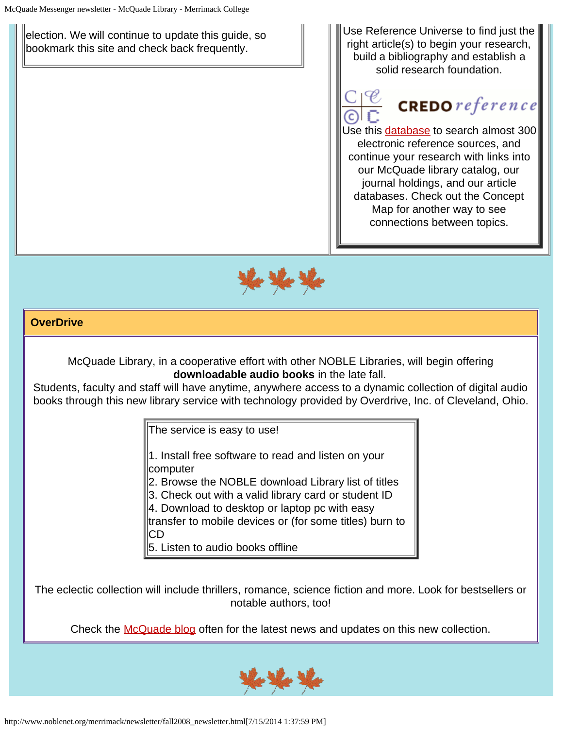election. We will continue to update this guide, so bookmark this site and check back frequently.

Use Reference Universe to find just the right article(s) to begin your research, build a bibliography and establish a solid research foundation.

CREDO reference

Use this database to search almost 300 electronic reference sources, and continue your research with links into our McQuade library catalog, our journal holdings, and our article databases. Check out the Concept Map for another way to see connections between topics.

## OverDrive

McQuade Library, in a cooperative effort with other NOBLE Libraries, will begin offering **downloadable audio books** in the late fall.

Students, faculty and staff will have anytime, anywhere access to a dynamic collection of digital audio books through this new library service with technology provided by Overdrive, Inc. of Cleveland, Ohio.

The service is easy to use!

1. Install free software to read and listen on your computer
2. Browse the NOBLE download Library list of titles
3. Check out with a valid library card or student ID
4. Download to desktop or laptop pc with easy transfer to mobile devices or (for some titles) burn to CD
5. Listen to audio books offline

The eclectic collection will include thrillers, romance, science fiction and more. Look for bestsellers or notable authors, too!

Check the McQuade blog often for the latest news and updates on this new collection.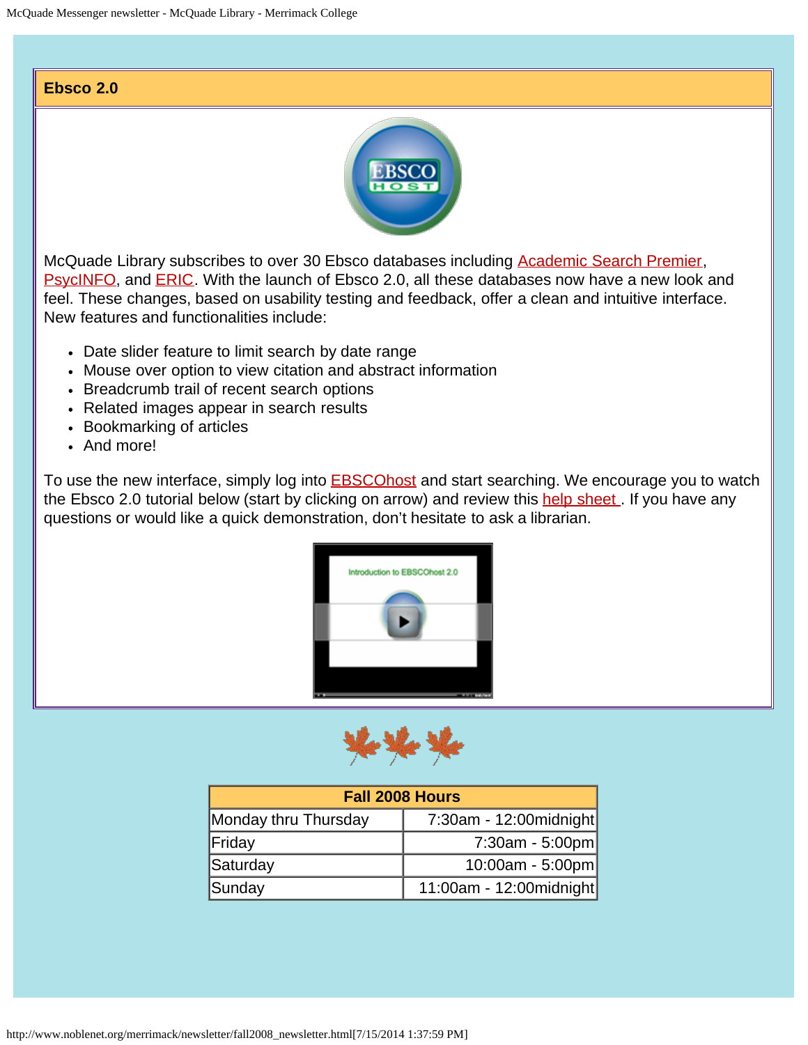## Ebsco 2.0

McQuade Library subscribes to over 30 Ebsco databases including Academic Search Premier, PsycINFO, and ERIC. With the launch of Ebsco 2.0, all these databases now have a new look and feel. These changes, based on usability testing and feedback, offer a clean and intuitive interface. New features and functionalities include:

- Date slider feature to limit search by date range
- Mouse over option to view citation and abstract information
- Breadcrumb trail of recent search options
- Related images appear in search results
- Bookmarking of articles
- And more!

To use the new interface, simply log into EBSCOhost and start searching. We encourage you to watch the Ebsco 2.0 tutorial below (start by clicking on arrow) and review this help sheet . If you have any questions or would like a quick demonstration, don't hesitate to ask a librarian.

| Fall 2008 Hours | |
|---|---|
| Monday thru Thursday | 7:30am - 12:00midnight |
| Friday | 7:30am - 5:00pm |
| Saturday | 10:00am - 5:00pm |
| Sunday | 11:00am - 12:00midnight |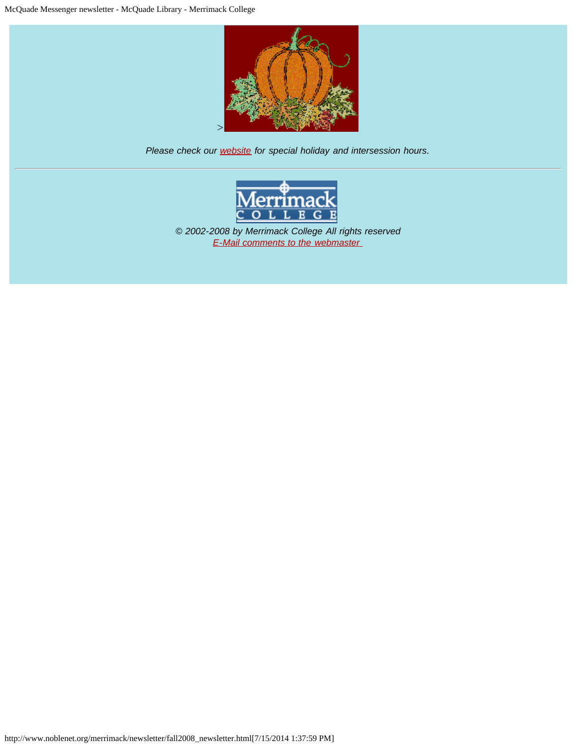>

*Please check our website for special holiday and intersession hours.*

---

*© 2002-2008 by Merrimack College All rights reserved*
*E-Mail comments to the webmaster*